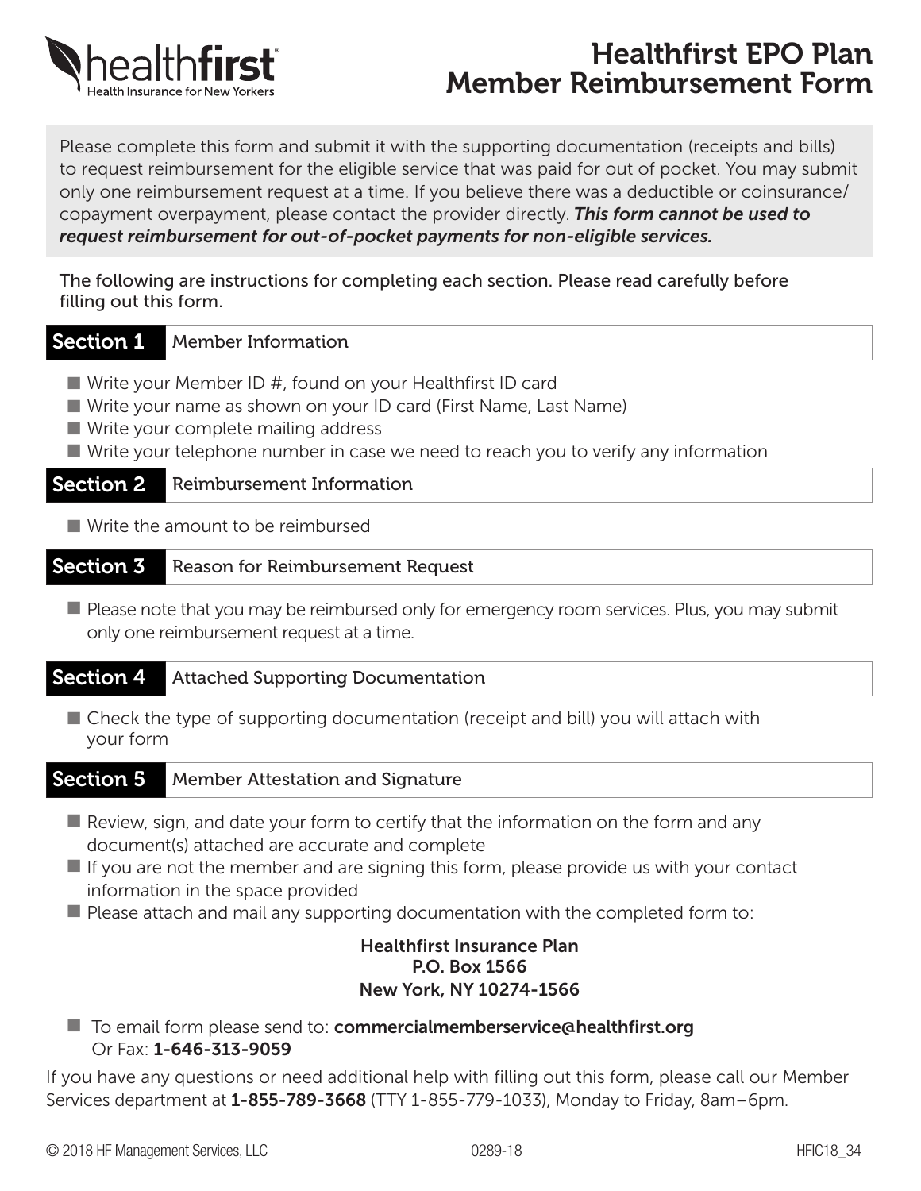healthfirst
Health Insurance for New Yorkers

# Healthfirst EPO Plan Member Reimbursement Form

Please complete this form and submit it with the supporting documentation (receipts and bills) to request reimbursement for the eligible service that was paid for out of pocket. You may submit only one reimbursement request at a time. If you believe there was a deductible or coinsurance/copayment overpayment, please contact the provider directly. ***This form cannot be used to request reimbursement for out-of-pocket payments for non-eligible services.***

The following are instructions for completing each section. Please read carefully before filling out this form.

## Section 1 Member Information

- Write your Member ID #, found on your Healthfirst ID card
- Write your name as shown on your ID card (First Name, Last Name)
- Write your complete mailing address
- Write your telephone number in case we need to reach you to verify any information

## Section 2 Reimbursement Information

- Write the amount to be reimbursed

## Section 3 Reason for Reimbursement Request

- Please note that you may be reimbursed only for emergency room services. Plus, you may submit only one reimbursement request at a time.

## Section 4 Attached Supporting Documentation

- Check the type of supporting documentation (receipt and bill) you will attach with your form

## Section 5 Member Attestation and Signature

- Review, sign, and date your form to certify that the information on the form and any document(s) attached are accurate and complete
- If you are not the member and are signing this form, please provide us with your contact information in the space provided
- Please attach and mail any supporting documentation with the completed form to:

**Healthfirst Insurance Plan**
**P.O. Box 1566**
**New York, NY 10274-1566**

- To email form please send to: **commercialmemberservice@healthfirst.org**
  Or Fax: **1-646-313-9059**

If you have any questions or need additional help with filling out this form, please call our Member Services department at **1-855-789-3668** (TTY 1-855-779-1033), Monday to Friday, 8am–6pm.

© 2018 HF Management Services, LLC 0289-18 HFIC18_34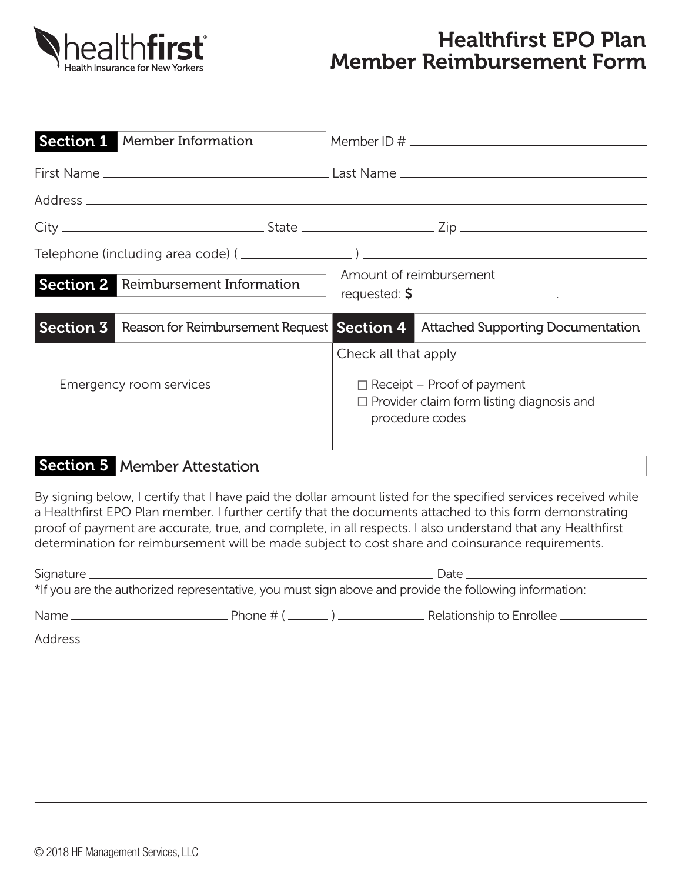# Healthfirst EPO Plan Member Reimbursement Form

**Section 1** Member Information

Member ID # ______________________

First Name ______________________ Last Name ______________________

Address ______________________

City ______________________ State ______________________ Zip ______________________

Telephone (including area code) ( ________ ) ______________________

**Section 2** Reimbursement Information

Amount of reimbursement requested: $ __________ . ______

**Section 3** Reason for Reimbursement Request

Emergency room services

**Section 4** Attached Supporting Documentation

Check all that apply

- ☐ Receipt – Proof of payment
- ☐ Provider claim form listing diagnosis and procedure codes

**Section 5** Member Attestation

By signing below, I certify that I have paid the dollar amount listed for the specified services received while a Healthfirst EPO Plan member. I further certify that the documents attached to this form demonstrating proof of payment are accurate, true, and complete, in all respects. I also understand that any Healthfirst determination for reimbursement will be made subject to cost share and coinsurance requirements.

Signature ______________________ Date ______________________

*If you are the authorized representative, you must sign above and provide the following information:

Name ______________________ Phone # ( ______ ) ______________________ Relationship to Enrollee ______________________

Address ______________________

© 2018 HF Management Services, LLC